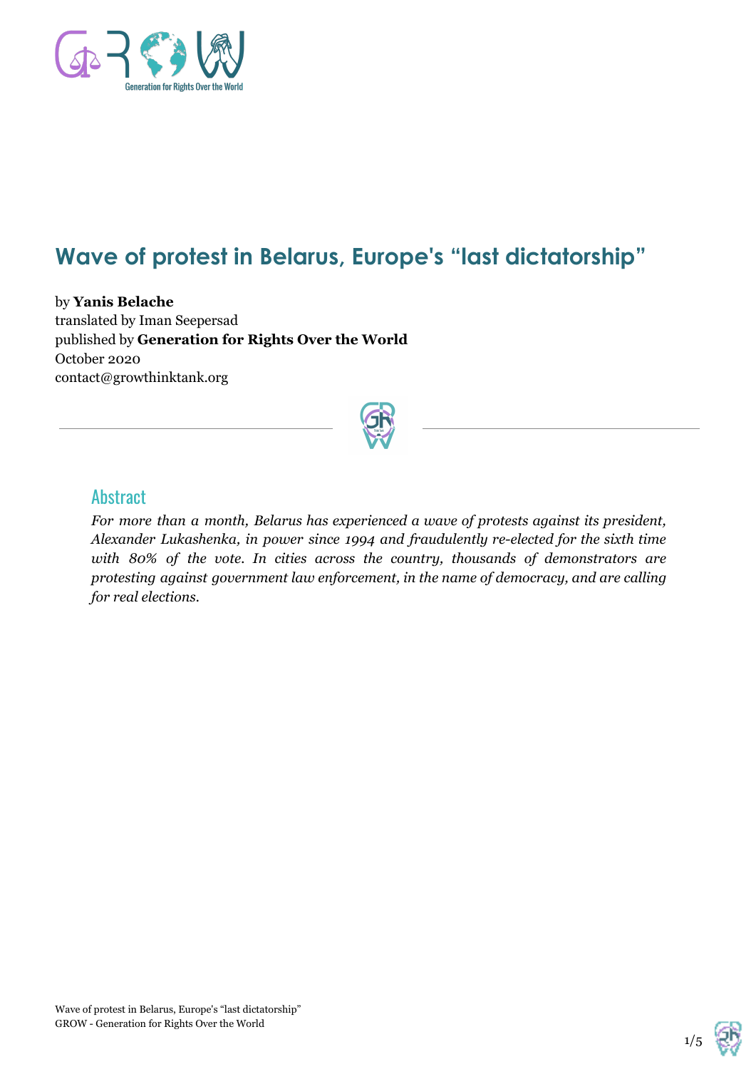# Wave of protest in Belarus, Europe's "last dictatorship"

by **Yanis Belache**
translated by Iman Seepersad
published by **Generation for Rights Over the World**
October 2020
contact@growthinktank.org

## Abstract

*For more than a month, Belarus has experienced a wave of protests against its president, Alexander Lukashenka, in power since 1994 and fraudulently re-elected for the sixth time with 80% of the vote. In cities across the country, thousands of demonstrators are protesting against government law enforcement, in the name of democracy, and are calling for real elections.*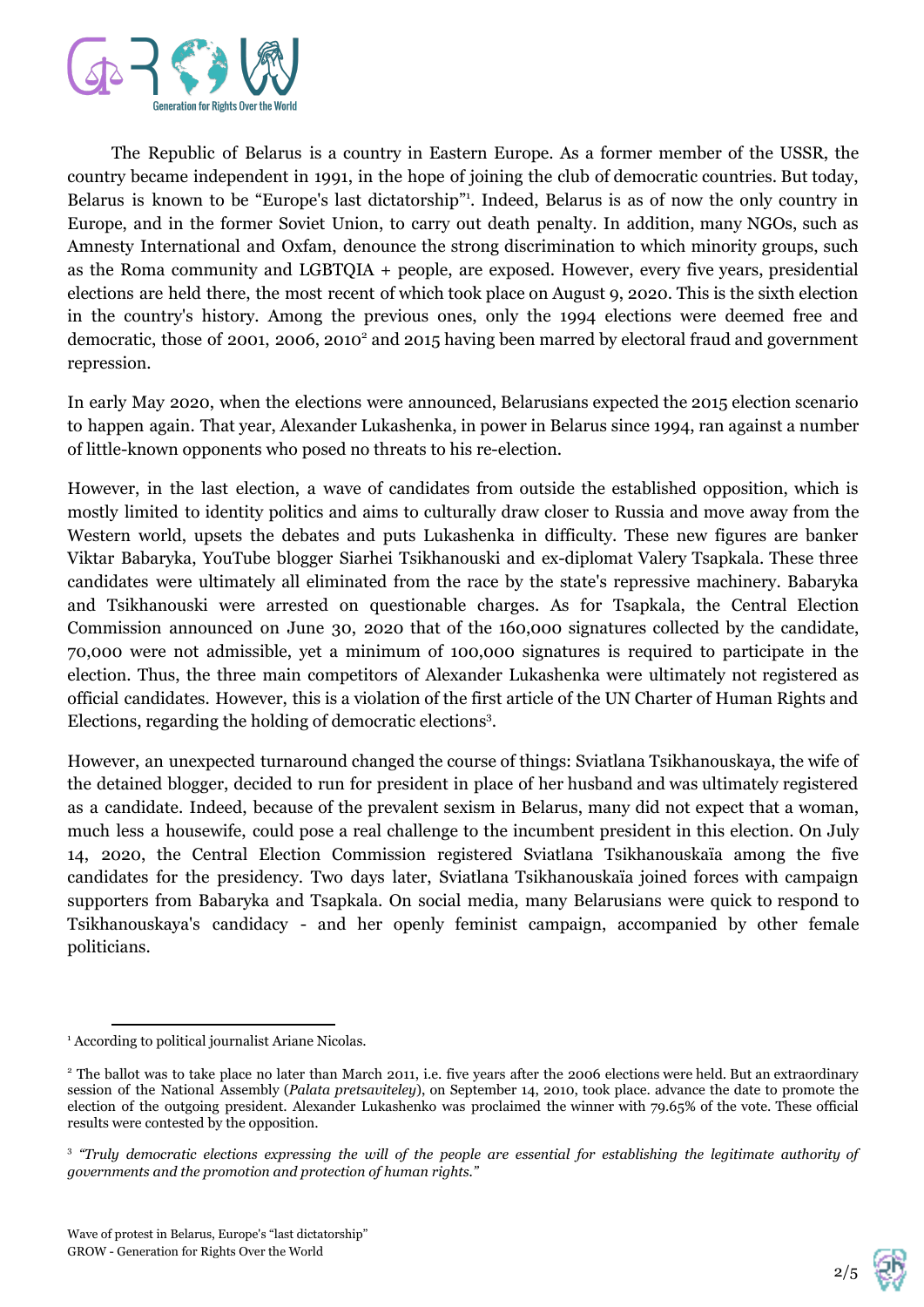The Republic of Belarus is a country in Eastern Europe. As a former member of the USSR, the country became independent in 1991, in the hope of joining the club of democratic countries. But today, Belarus is known to be "Europe's last dictatorship"[1]. Indeed, Belarus is as of now the only country in Europe, and in the former Soviet Union, to carry out death penalty. In addition, many NGOs, such as Amnesty International and Oxfam, denounce the strong discrimination to which minority groups, such as the Roma community and LGBTQIA + people, are exposed. However, every five years, presidential elections are held there, the most recent of which took place on August 9, 2020. This is the sixth election in the country's history. Among the previous ones, only the 1994 elections were deemed free and democratic, those of 2001, 2006, 2010[2] and 2015 having been marred by electoral fraud and government repression.

In early May 2020, when the elections were announced, Belarusians expected the 2015 election scenario to happen again. That year, Alexander Lukashenka, in power in Belarus since 1994, ran against a number of little-known opponents who posed no threats to his re-election.

However, in the last election, a wave of candidates from outside the established opposition, which is mostly limited to identity politics and aims to culturally draw closer to Russia and move away from the Western world, upsets the debates and puts Lukashenka in difficulty. These new figures are banker Viktar Babaryka, YouTube blogger Siarhei Tsikhanouski and ex-diplomat Valery Tsapkala. These three candidates were ultimately all eliminated from the race by the state's repressive machinery. Babaryka and Tsikhanouski were arrested on questionable charges. As for Tsapkala, the Central Election Commission announced on June 30, 2020 that of the 160,000 signatures collected by the candidate, 70,000 were not admissible, yet a minimum of 100,000 signatures is required to participate in the election. Thus, the three main competitors of Alexander Lukashenka were ultimately not registered as official candidates. However, this is a violation of the first article of the UN Charter of Human Rights and Elections, regarding the holding of democratic elections[3].

However, an unexpected turnaround changed the course of things: Sviatlana Tsikhanouskaya, the wife of the detained blogger, decided to run for president in place of her husband and was ultimately registered as a candidate. Indeed, because of the prevalent sexism in Belarus, many did not expect that a woman, much less a housewife, could pose a real challenge to the incumbent president in this election. On July 14, 2020, the Central Election Commission registered Sviatlana Tsikhanouskaïa among the five candidates for the presidency. Two days later, Sviatlana Tsikhanouskaïa joined forces with campaign supporters from Babaryka and Tsapkala. On social media, many Belarusians were quick to respond to Tsikhanouskaya's candidacy - and her openly feminist campaign, accompanied by other female politicians.

---

[1] According to political journalist Ariane Nicolas.

[2] The ballot was to take place no later than March 2011, i.e. five years after the 2006 elections were held. But an extraordinary session of the National Assembly (*Palata pretsaviteley*), on September 14, 2010, took place. advance the date to promote the election of the outgoing president. Alexander Lukashenko was proclaimed the winner with 79.65% of the vote. These official results were contested by the opposition.

[3] *"Truly democratic elections expressing the will of the people are essential for establishing the legitimate authority of governments and the promotion and protection of human rights."*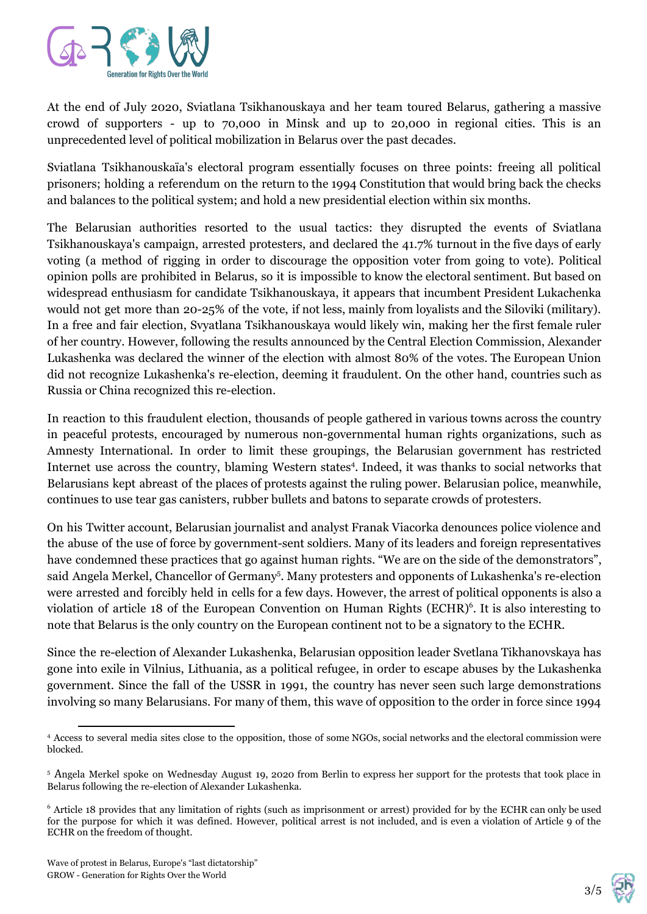At the end of July 2020, Sviatlana Tsikhanouskaya and her team toured Belarus, gathering a massive crowd of supporters - up to 70,000 in Minsk and up to 20,000 in regional cities. This is an unprecedented level of political mobilization in Belarus over the past decades.

Sviatlana Tsikhanouskaïa's electoral program essentially focuses on three points: freeing all political prisoners; holding a referendum on the return to the 1994 Constitution that would bring back the checks and balances to the political system; and hold a new presidential election within six months.

The Belarusian authorities resorted to the usual tactics: they disrupted the events of Sviatlana Tsikhanouskaya's campaign, arrested protesters, and declared the 41.7% turnout in the five days of early voting (a method of rigging in order to discourage the opposition voter from going to vote). Political opinion polls are prohibited in Belarus, so it is impossible to know the electoral sentiment. But based on widespread enthusiasm for candidate Tsikhanouskaya, it appears that incumbent President Lukachenka would not get more than 20-25% of the vote, if not less, mainly from loyalists and the Siloviki (military). In a free and fair election, Svyatlana Tsikhanouskaya would likely win, making her the first female ruler of her country. However, following the results announced by the Central Election Commission, Alexander Lukashenka was declared the winner of the election with almost 80% of the votes. The European Union did not recognize Lukashenka's re-election, deeming it fraudulent. On the other hand, countries such as Russia or China recognized this re-election.

In reaction to this fraudulent election, thousands of people gathered in various towns across the country in peaceful protests, encouraged by numerous non-governmental human rights organizations, such as Amnesty International. In order to limit these groupings, the Belarusian government has restricted Internet use across the country, blaming Western states[4]. Indeed, it was thanks to social networks that Belarusians kept abreast of the places of protests against the ruling power. Belarusian police, meanwhile, continues to use tear gas canisters, rubber bullets and batons to separate crowds of protesters.

On his Twitter account, Belarusian journalist and analyst Franak Viacorka denounces police violence and the abuse of the use of force by government-sent soldiers. Many of its leaders and foreign representatives have condemned these practices that go against human rights. "We are on the side of the demonstrators", said Angela Merkel, Chancellor of Germany[5]. Many protesters and opponents of Lukashenka's re-election were arrested and forcibly held in cells for a few days. However, the arrest of political opponents is also a violation of article 18 of the European Convention on Human Rights (ECHR)[6]. It is also interesting to note that Belarus is the only country on the European continent not to be a signatory to the ECHR.

Since the re-election of Alexander Lukashenka, Belarusian opposition leader Svetlana Tikhanovskaya has gone into exile in Vilnius, Lithuania, as a political refugee, in order to escape abuses by the Lukashenka government. Since the fall of the USSR in 1991, the country has never seen such large demonstrations involving so many Belarusians. For many of them, this wave of opposition to the order in force since 1994

---

[4] Access to several media sites close to the opposition, those of some NGOs, social networks and the electoral commission were blocked.

[5] Angela Merkel spoke on Wednesday August 19, 2020 from Berlin to express her support for the protests that took place in Belarus following the re-election of Alexander Lukashenka.

[6] Article 18 provides that any limitation of rights (such as imprisonment or arrest) provided for by the ECHR can only be used for the purpose for which it was defined. However, political arrest is not included, and is even a violation of Article 9 of the ECHR on the freedom of thought.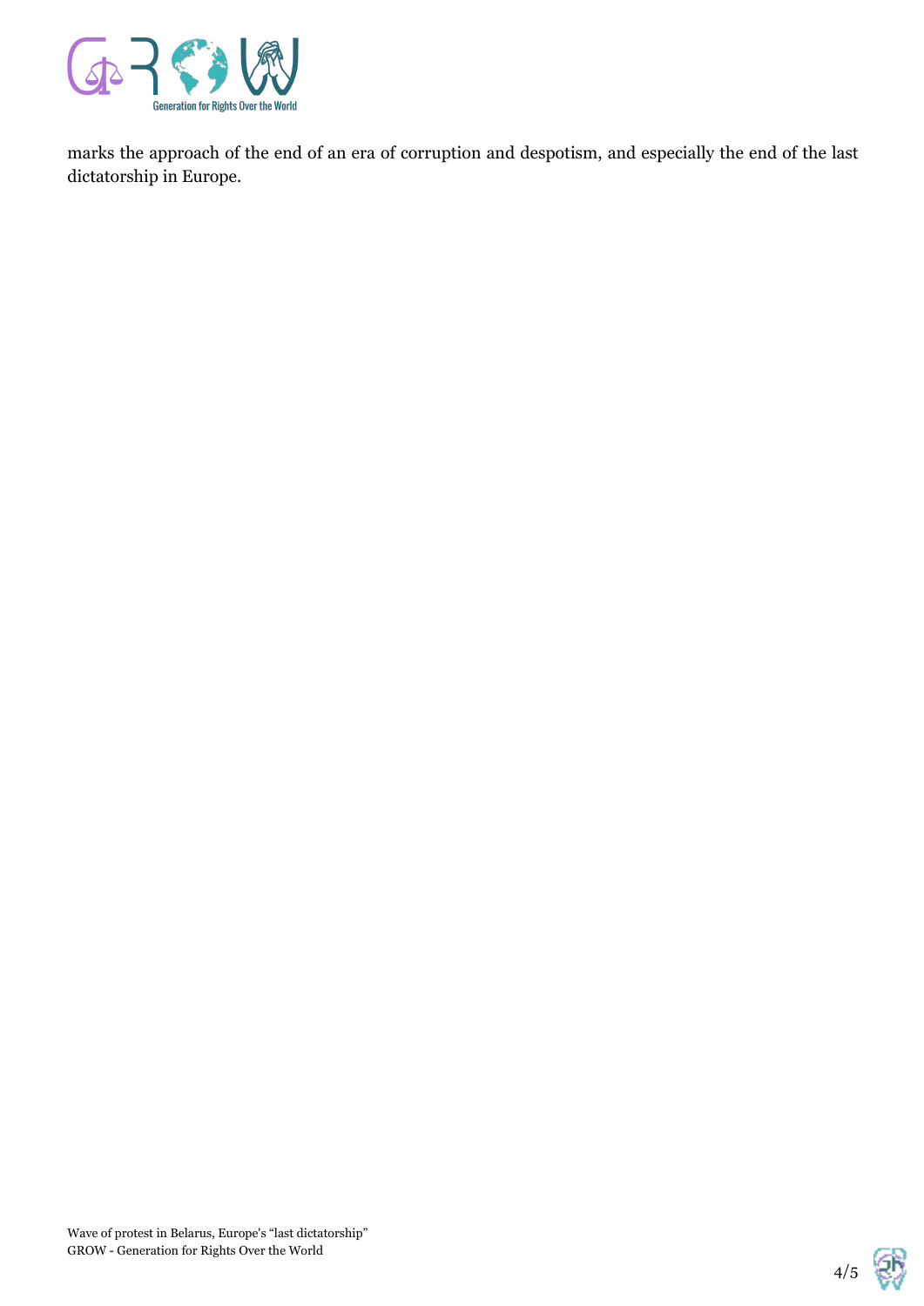marks the approach of the end of an era of corruption and despotism, and especially the end of the last dictatorship in Europe.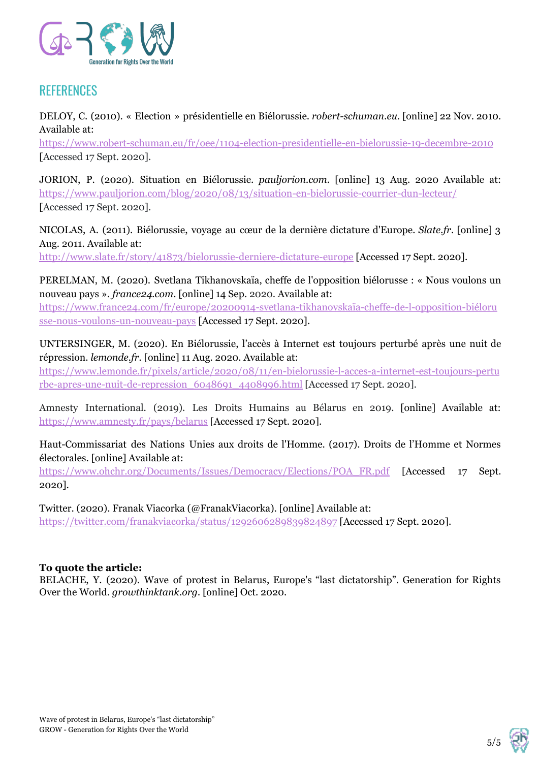## REFERENCES

DELOY, C. (2010). « Election » présidentielle en Biélorussie. *robert-schuman.eu*. [online] 22 Nov. 2010. Available at: https://www.robert-schuman.eu/fr/oee/1104-election-presidentielle-en-bielorussie-19-decembre-2010 [Accessed 17 Sept. 2020].

JORION, P. (2020). Situation en Biélorussie. *pauljorion.com*. [online] 13 Aug. 2020 Available at: https://www.pauljorion.com/blog/2020/08/13/situation-en-bielorussie-courrier-dun-lecteur/ [Accessed 17 Sept. 2020].

NICOLAS, A. (2011). Biélorussie, voyage au cœur de la dernière dictature d'Europe. *Slate.fr*. [online] 3 Aug. 2011. Available at: http://www.slate.fr/story/41873/bielorussie-derniere-dictature-europe [Accessed 17 Sept. 2020].

PERELMAN, M. (2020). Svetlana Tikhanovskaïa, cheffe de l'opposition biélorusse : « Nous voulons un nouveau pays ». *france24.com*. [online] 14 Sep. 2020. Available at: https://www.france24.com/fr/europe/20200914-svetlana-tikhanovskaïa-cheffe-de-l-opposition-biélorusse-nous-voulons-un-nouveau-pays [Accessed 17 Sept. 2020].

UNTERSINGER, M. (2020). En Biélorussie, l'accès à Internet est toujours perturbé après une nuit de répression. *lemonde.fr*. [online] 11 Aug. 2020. Available at: https://www.lemonde.fr/pixels/article/2020/08/11/en-bielorussie-l-acces-a-internet-est-toujours-perturbe-apres-une-nuit-de-repression_6048691_4408996.html [Accessed 17 Sept. 2020].

Amnesty International. (2019). Les Droits Humains au Bélarus en 2019. [online] Available at: https://www.amnesty.fr/pays/belarus [Accessed 17 Sept. 2020].

Haut-Commissariat des Nations Unies aux droits de l'Homme. (2017). Droits de l'Homme et Normes électorales. [online] Available at: https://www.ohchr.org/Documents/Issues/Democracy/Elections/POA_FR.pdf [Accessed 17 Sept. 2020].

Twitter. (2020). Franak Viacorka (@FranakViacorka). [online] Available at: https://twitter.com/franakviacorka/status/1292606289839824897 [Accessed 17 Sept. 2020].

**To quote the article:**
BELACHE, Y. (2020). Wave of protest in Belarus, Europe's "last dictatorship". Generation for Rights Over the World. *growthinktank.org*. [online] Oct. 2020.